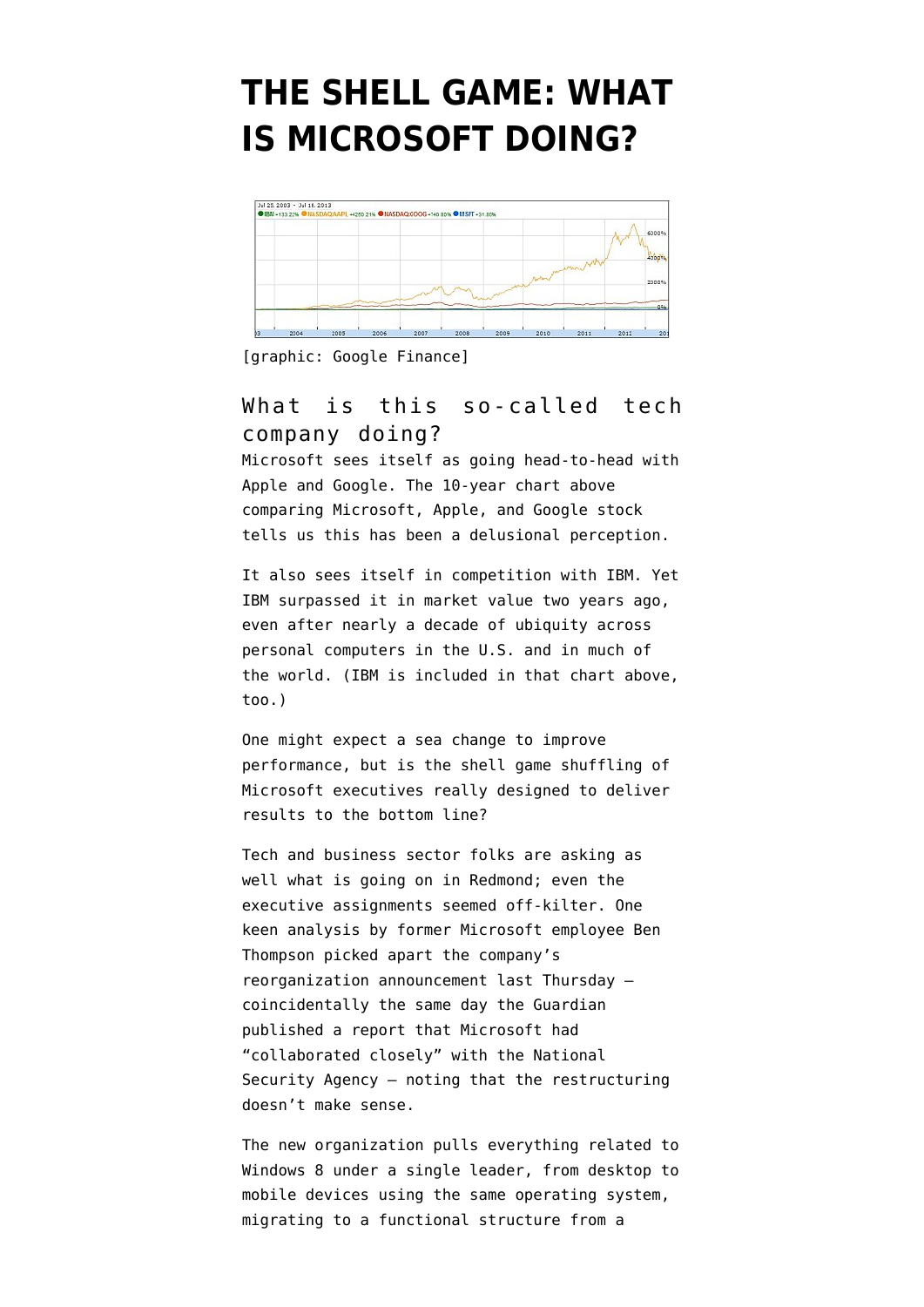# THE SHELL GAME: WHAT IS MICROSOFT DOING?

[graphic: Google Finance]

## What is this so-called tech company doing?

Microsoft sees itself as going head-to-head with Apple and Google. The 10-year chart above comparing Microsoft, Apple, and Google stock tells us this has been a delusional perception.

It also sees itself in competition with IBM. Yet IBM surpassed it in market value two years ago, even after nearly a decade of ubiquity across personal computers in the U.S. and in much of the world. (IBM is included in that chart above, too.)

One might expect a sea change to improve performance, but is the shell game shuffling of Microsoft executives really designed to deliver results to the bottom line?

Tech and business sector folks are asking as well what is going on in Redmond; even the executive assignments seemed off-kilter. One keen analysis by former Microsoft employee Ben Thompson picked apart the company's reorganization announcement last Thursday — coincidentally the same day the Guardian published a report that Microsoft had "collaborated closely" with the National Security Agency — noting that the restructuring doesn't make sense.

The new organization pulls everything related to Windows 8 under a single leader, from desktop to mobile devices using the same operating system, migrating to a functional structure from a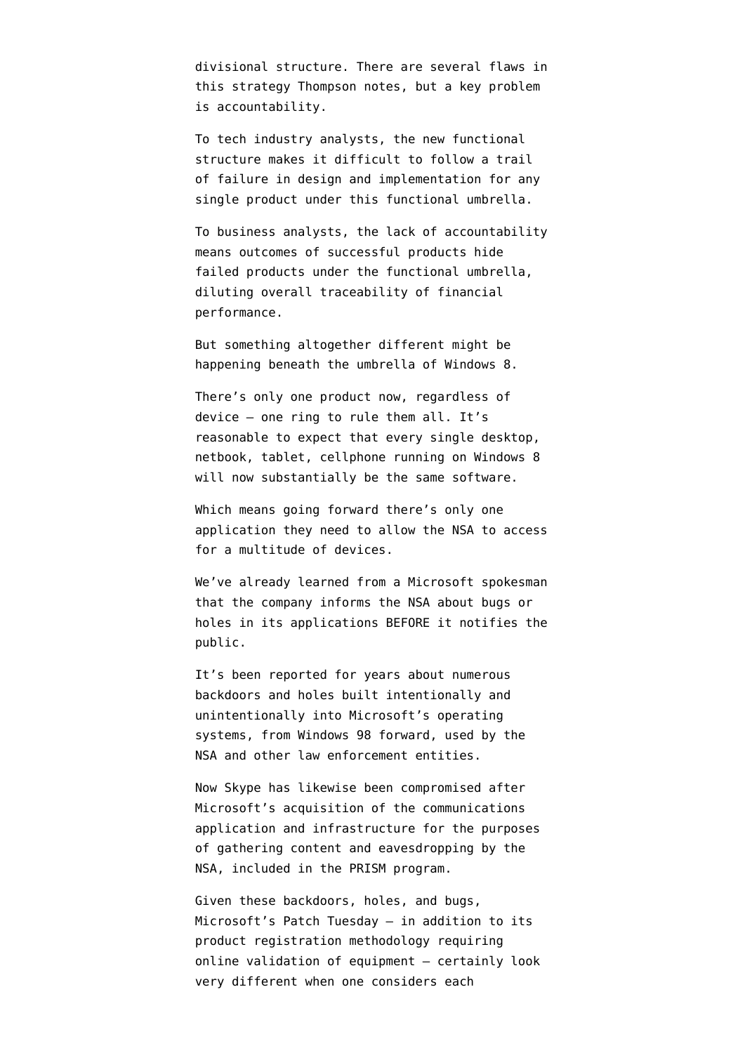divisional structure. There are several flaws in this strategy Thompson notes, but a key problem is accountability.

To tech industry analysts, the new functional structure makes it difficult to follow a trail of failure in design and implementation for any single product under this functional umbrella.

To business analysts, the lack of accountability means outcomes of successful products hide failed products under the functional umbrella, diluting overall traceability of financial performance.

But something altogether different might be happening beneath the umbrella of Windows 8.

There's only one product now, regardless of device — one ring to rule them all. It's reasonable to expect that every single desktop, netbook, tablet, cellphone running on Windows 8 will now substantially be the same software.

Which means going forward there's only one application they need to allow the NSA to access for a multitude of devices.

We've already learned from a Microsoft spokesman that the company informs the NSA about bugs or holes in its applications BEFORE it notifies the public.

It's been reported for years about numerous backdoors and holes built intentionally and unintentionally into Microsoft's operating systems, from Windows 98 forward, used by the NSA and other law enforcement entities.

Now Skype has likewise been compromised after Microsoft's acquisition of the communications application and infrastructure for the purposes of gathering content and eavesdropping by the NSA, included in the PRISM program.

Given these backdoors, holes, and bugs, Microsoft's Patch Tuesday — in addition to its product registration methodology requiring online validation of equipment — certainly look very different when one considers each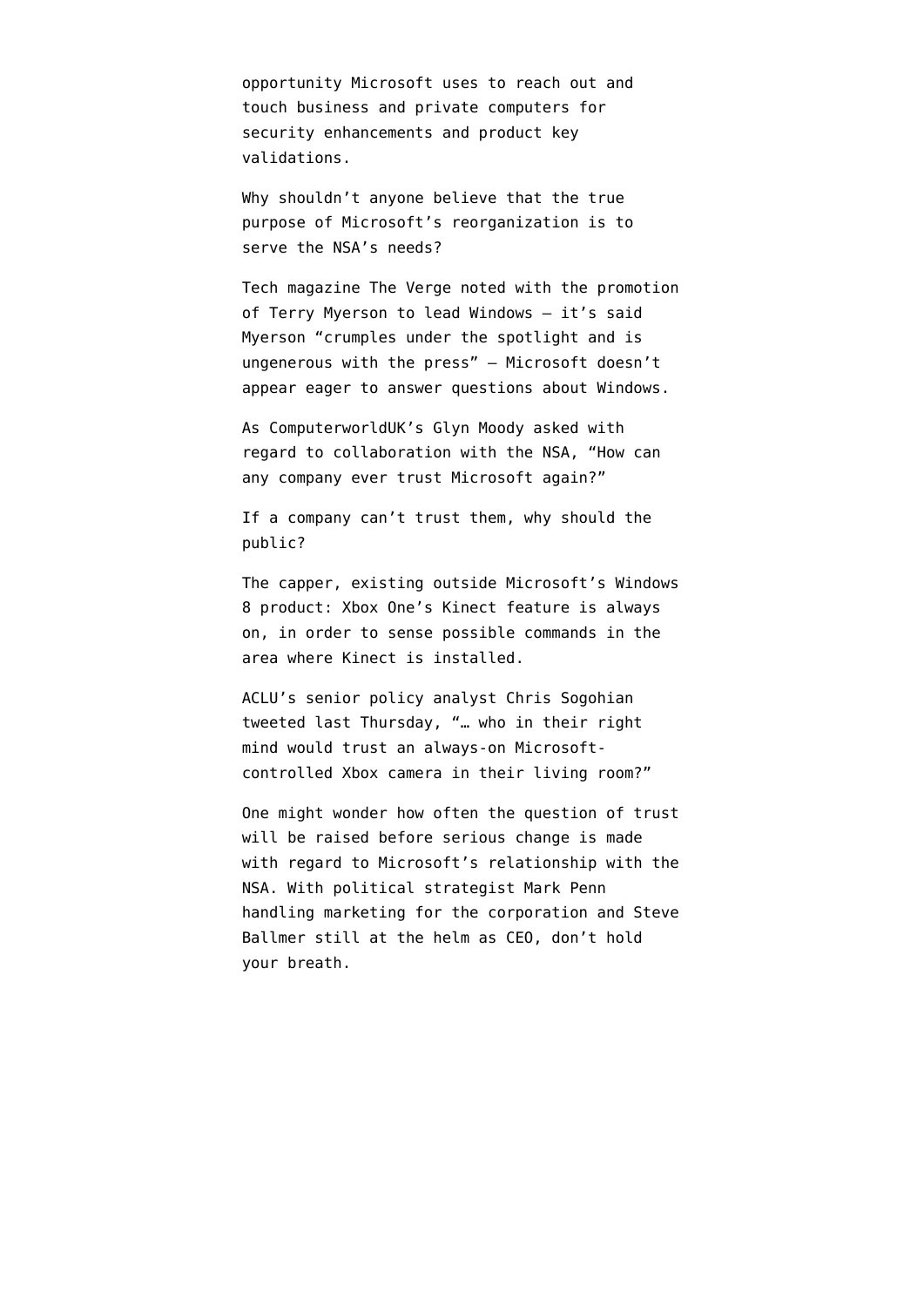opportunity Microsoft uses to reach out and touch business and private computers for security enhancements and product key validations.

Why shouldn't anyone believe that the true purpose of Microsoft's reorganization is to serve the NSA's needs?

Tech magazine The Verge noted with the promotion of Terry Myerson to lead Windows – it's said Myerson "crumples under the spotlight and is ungenerous with the press" – Microsoft doesn't appear eager to answer questions about Windows.

As ComputerworldUK's Glyn Moody asked with regard to collaboration with the NSA, "How can any company ever trust Microsoft again?"

If a company can't trust them, why should the public?

The capper, existing outside Microsoft's Windows 8 product: Xbox One's Kinect feature is always on, in order to sense possible commands in the area where Kinect is installed.

ACLU's senior policy analyst Chris Sogohian tweeted last Thursday, "… who in their right mind would trust an always-on Microsoft-controlled Xbox camera in their living room?"

One might wonder how often the question of trust will be raised before serious change is made with regard to Microsoft's relationship with the NSA. With political strategist Mark Penn handling marketing for the corporation and Steve Ballmer still at the helm as CEO, don't hold your breath.